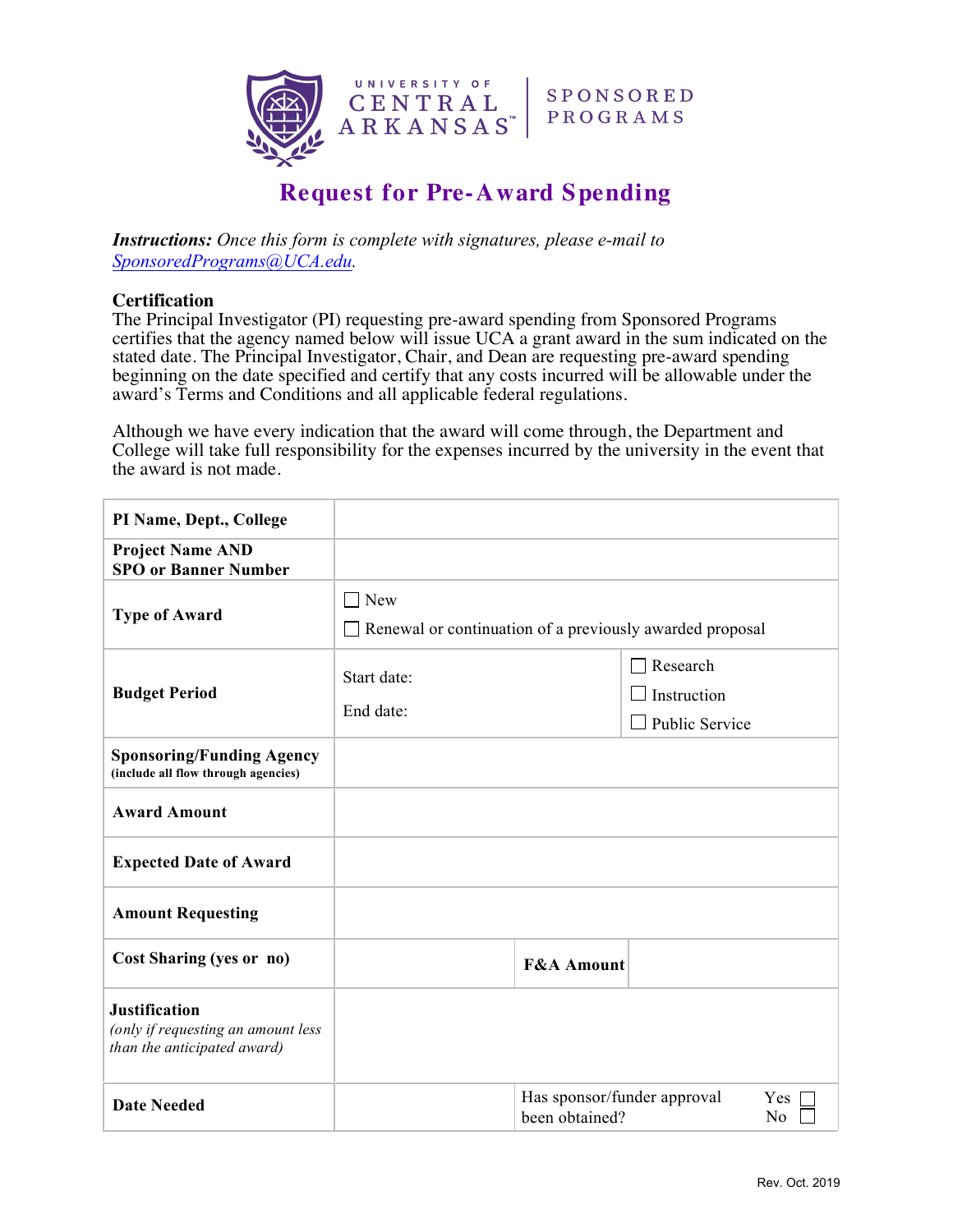UNIVERSITY OF CENTRAL ARKANSAS | SPONSORED PROGRAMS

# Request for Pre-Award Spending

***Instructions:*** *Once this form is complete with signatures, please e-mail to [SponsoredPrograms@UCA.edu](mailto:SponsoredPrograms@UCA.edu).*

**Certification**

The Principal Investigator (PI) requesting pre-award spending from Sponsored Programs certifies that the agency named below will issue UCA a grant award in the sum indicated on the stated date. The Principal Investigator, Chair, and Dean are requesting pre-award spending beginning on the date specified and certify that any costs incurred will be allowable under the award's Terms and Conditions and all applicable federal regulations.

Although we have every indication that the award will come through, the Department and College will take full responsibility for the expenses incurred by the university in the event that the award is not made.

| | | | |
|---|---|---|---|
| **PI Name, Dept., College** | | | |
| **Project Name AND SPO or Banner Number** | | | |
| **Type of Award** | ☐ New<br>☐ Renewal or continuation of a previously awarded proposal | | |
| **Budget Period** | Start date:<br>End date: | | ☐ Research<br>☐ Instruction<br>☐ Public Service |
| **Sponsoring/Funding Agency** (include all flow through agencies) | | | |
| **Award Amount** | | | |
| **Expected Date of Award** | | | |
| **Amount Requesting** | | | |
| **Cost Sharing (yes or no)** | | **F&A Amount** | |
| **Justification** *(only if requesting an amount less than the anticipated award)* | | | |
| **Date Needed** | | Has sponsor/funder approval been obtained? | Yes ☐<br>No ☐ |

Rev. Oct. 2019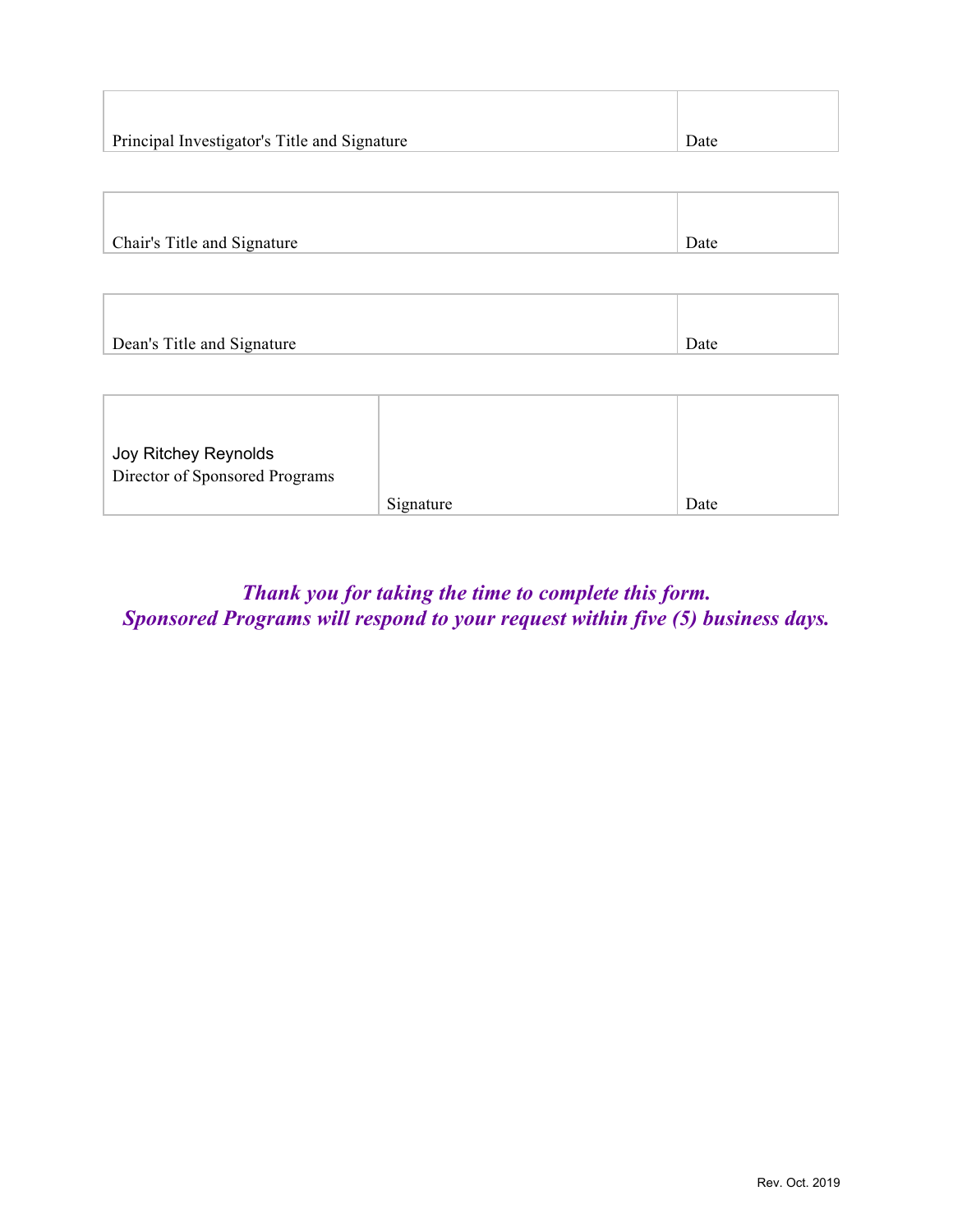| | |
|---|---|
| Principal Investigator's Title and Signature | Date |

| | |
|---|---|
| Chair's Title and Signature | Date |

| | |
|---|---|
| Dean's Title and Signature | Date |

| | | |
|---|---|---|
| Joy Ritchey Reynolds<br>Director of Sponsored Programs | Signature | Date |

***Thank you for taking the time to complete this form.***
***Sponsored Programs will respond to your request within five (5) business days.***

Rev. Oct. 2019